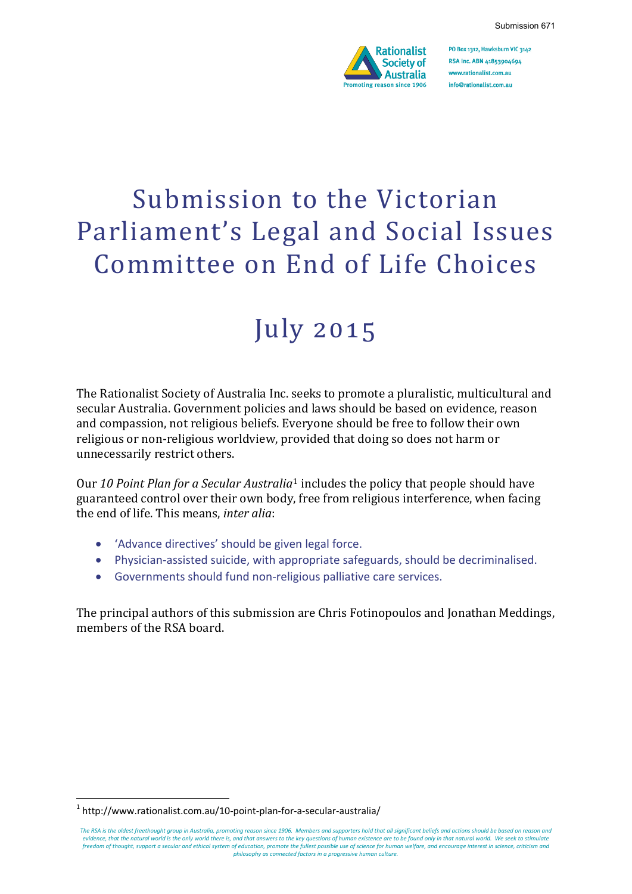Submission 671

Rationalist Society of Australia
Promoting reason since 1906

PO Box 1312, Hawksburn VIC 3142
RSA Inc. ABN 41853904694
www.rationalist.com.au
info@rationalist.com.au

# Submission to the Victorian Parliament's Legal and Social Issues Committee on End of Life Choices

# July 2015

The Rationalist Society of Australia Inc. seeks to promote a pluralistic, multicultural and secular Australia. Government policies and laws should be based on evidence, reason and compassion, not religious beliefs. Everyone should be free to follow their own religious or non-religious worldview, provided that doing so does not harm or unnecessarily restrict others.

Our *10 Point Plan for a Secular Australia*[1] includes the policy that people should have guaranteed control over their own body, free from religious interference, when facing the end of life. This means, *inter alia*:

- 'Advance directives' should be given legal force.
- Physician-assisted suicide, with appropriate safeguards, should be decriminalised.
- Governments should fund non-religious palliative care services.

The principal authors of this submission are Chris Fotinopoulos and Jonathan Meddings, members of the RSA board.

[1] http://www.rationalist.com.au/10-point-plan-for-a-secular-australia/

*The RSA is the oldest freethought group in Australia, promoting reason since 1906. Members and supporters hold that all significant beliefs and actions should be based on reason and evidence, that the natural world is the only world there is, and that answers to the key questions of human existence are to be found only in that natural world. We seek to stimulate freedom of thought, support a secular and ethical system of education, promote the fullest possible use of science for human welfare, and encourage interest in science, criticism and philosophy as connected factors in a progressive human culture.*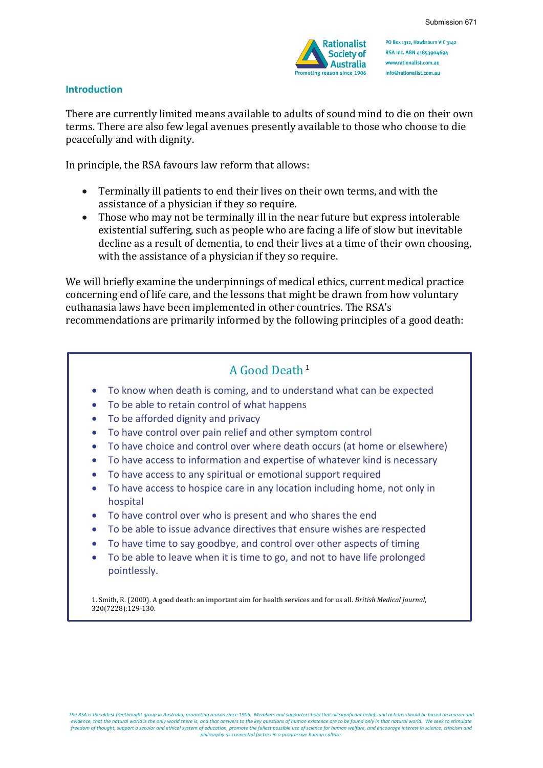## Introduction

There are currently limited means available to adults of sound mind to die on their own terms. There are also few legal avenues presently available to those who choose to die peacefully and with dignity.

In principle, the RSA favours law reform that allows:

- Terminally ill patients to end their lives on their own terms, and with the assistance of a physician if they so require.
- Those who may not be terminally ill in the near future but express intolerable existential suffering, such as people who are facing a life of slow but inevitable decline as a result of dementia, to end their lives at a time of their own choosing, with the assistance of a physician if they so require.

We will briefly examine the underpinnings of medical ethics, current medical practice concerning end of life care, and the lessons that might be drawn from how voluntary euthanasia laws have been implemented in other countries. The RSA's recommendations are primarily informed by the following principles of a good death:

### A Good Death [1]

- To know when death is coming, and to understand what can be expected
- To be able to retain control of what happens
- To be afforded dignity and privacy
- To have control over pain relief and other symptom control
- To have choice and control over where death occurs (at home or elsewhere)
- To have access to information and expertise of whatever kind is necessary
- To have access to any spiritual or emotional support required
- To have access to hospice care in any location including home, not only in hospital
- To have control over who is present and who shares the end
- To be able to issue advance directives that ensure wishes are respected
- To have time to say goodbye, and control over other aspects of timing
- To be able to leave when it is time to go, and not to have life prolonged pointlessly.

1. Smith, R. (2000). A good death: an important aim for health services and for us all. *British Medical Journal*, 320(7228):129-130.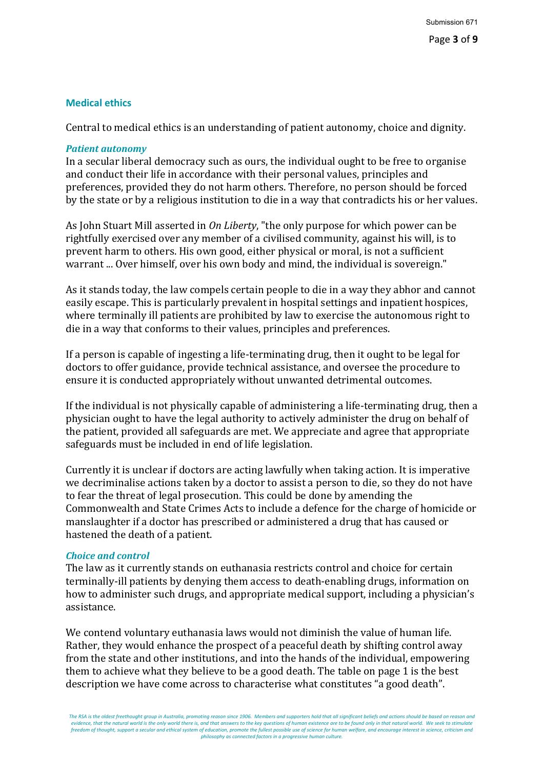## Medical ethics

Central to medical ethics is an understanding of patient autonomy, choice and dignity.

### *Patient autonomy*

In a secular liberal democracy such as ours, the individual ought to be free to organise and conduct their life in accordance with their personal values, principles and preferences, provided they do not harm others. Therefore, no person should be forced by the state or by a religious institution to die in a way that contradicts his or her values.

As John Stuart Mill asserted in *On Liberty*, "the only purpose for which power can be rightfully exercised over any member of a civilised community, against his will, is to prevent harm to others. His own good, either physical or moral, is not a sufficient warrant ... Over himself, over his own body and mind, the individual is sovereign."

As it stands today, the law compels certain people to die in a way they abhor and cannot easily escape. This is particularly prevalent in hospital settings and inpatient hospices, where terminally ill patients are prohibited by law to exercise the autonomous right to die in a way that conforms to their values, principles and preferences.

If a person is capable of ingesting a life-terminating drug, then it ought to be legal for doctors to offer guidance, provide technical assistance, and oversee the procedure to ensure it is conducted appropriately without unwanted detrimental outcomes.

If the individual is not physically capable of administering a life-terminating drug, then a physician ought to have the legal authority to actively administer the drug on behalf of the patient, provided all safeguards are met. We appreciate and agree that appropriate safeguards must be included in end of life legislation.

Currently it is unclear if doctors are acting lawfully when taking action. It is imperative we decriminalise actions taken by a doctor to assist a person to die, so they do not have to fear the threat of legal prosecution. This could be done by amending the Commonwealth and State Crimes Acts to include a defence for the charge of homicide or manslaughter if a doctor has prescribed or administered a drug that has caused or hastened the death of a patient.

### *Choice and control*

The law as it currently stands on euthanasia restricts control and choice for certain terminally-ill patients by denying them access to death-enabling drugs, information on how to administer such drugs, and appropriate medical support, including a physician's assistance.

We contend voluntary euthanasia laws would not diminish the value of human life. Rather, they would enhance the prospect of a peaceful death by shifting control away from the state and other institutions, and into the hands of the individual, empowering them to achieve what they believe to be a good death. The table on page 1 is the best description we have come across to characterise what constitutes "a good death".

*The RSA is the oldest freethought group in Australia, promoting reason since 1906. Members and supporters hold that all significant beliefs and actions should be based on reason and evidence, that the natural world is the only world there is, and that answers to the key questions of human existence are to be found only in that natural world. We seek to stimulate freedom of thought, support a secular and ethical system of education, promote the fullest possible use of science for human welfare, and encourage interest in science, criticism and philosophy as connected factors in a progressive human culture.*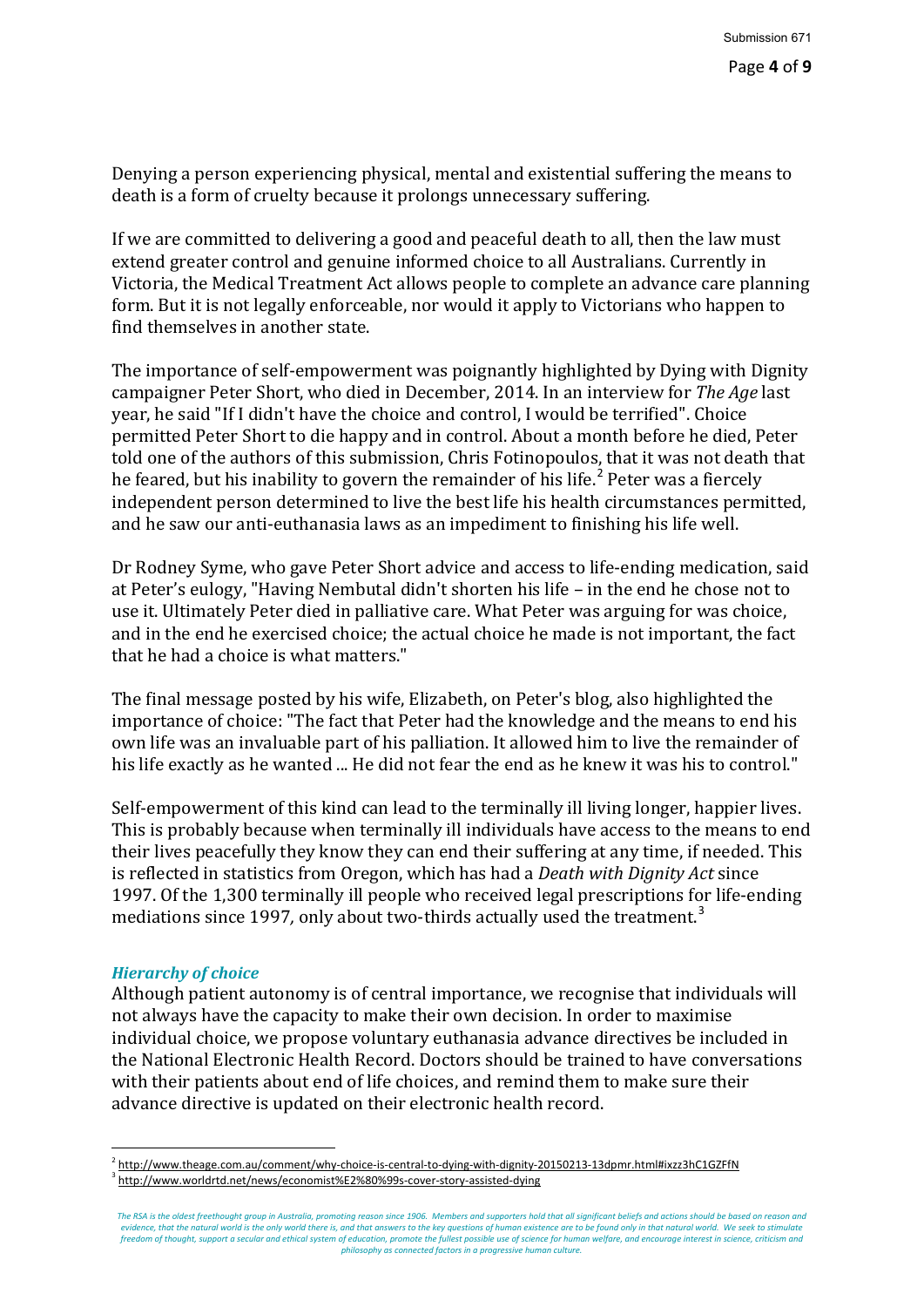Denying a person experiencing physical, mental and existential suffering the means to death is a form of cruelty because it prolongs unnecessary suffering.

If we are committed to delivering a good and peaceful death to all, then the law must extend greater control and genuine informed choice to all Australians. Currently in Victoria, the Medical Treatment Act allows people to complete an advance care planning form. But it is not legally enforceable, nor would it apply to Victorians who happen to find themselves in another state.

The importance of self-empowerment was poignantly highlighted by Dying with Dignity campaigner Peter Short, who died in December, 2014. In an interview for *The Age* last year, he said "If I didn't have the choice and control, I would be terrified". Choice permitted Peter Short to die happy and in control. About a month before he died, Peter told one of the authors of this submission, Chris Fotinopoulos, that it was not death that he feared, but his inability to govern the remainder of his life.[2] Peter was a fiercely independent person determined to live the best life his health circumstances permitted, and he saw our anti-euthanasia laws as an impediment to finishing his life well.

Dr Rodney Syme, who gave Peter Short advice and access to life-ending medication, said at Peter's eulogy, "Having Nembutal didn't shorten his life – in the end he chose not to use it. Ultimately Peter died in palliative care. What Peter was arguing for was choice, and in the end he exercised choice; the actual choice he made is not important, the fact that he had a choice is what matters."

The final message posted by his wife, Elizabeth, on Peter's blog, also highlighted the importance of choice: "The fact that Peter had the knowledge and the means to end his own life was an invaluable part of his palliation. It allowed him to live the remainder of his life exactly as he wanted ... He did not fear the end as he knew it was his to control."

Self-empowerment of this kind can lead to the terminally ill living longer, happier lives. This is probably because when terminally ill individuals have access to the means to end their lives peacefully they know they can end their suffering at any time, if needed. This is reflected in statistics from Oregon, which has had a *Death with Dignity Act* since 1997. Of the 1,300 terminally ill people who received legal prescriptions for life-ending mediations since 1997, only about two-thirds actually used the treatment.[3]

### *Hierarchy of choice*

Although patient autonomy is of central importance, we recognise that individuals will not always have the capacity to make their own decision. In order to maximise individual choice, we propose voluntary euthanasia advance directives be included in the National Electronic Health Record. Doctors should be trained to have conversations with their patients about end of life choices, and remind them to make sure their advance directive is updated on their electronic health record.

---

[2] http://www.theage.com.au/comment/why-choice-is-central-to-dying-with-dignity-20150213-13dpmr.html#ixzz3hC1GZFfN

[3] http://www.worldrtd.net/news/economist%E2%80%99s-cover-story-assisted-dying

*The RSA is the oldest freethought group in Australia, promoting reason since 1906. Members and supporters hold that all significant beliefs and actions should be based on reason and evidence, that the natural world is the only world there is, and that answers to the key questions of human existence are to be found only in that natural world. We seek to stimulate freedom of thought, support a secular and ethical system of education, promote the fullest possible use of science for human welfare, and encourage interest in science, criticism and philosophy as connected factors in a progressive human culture.*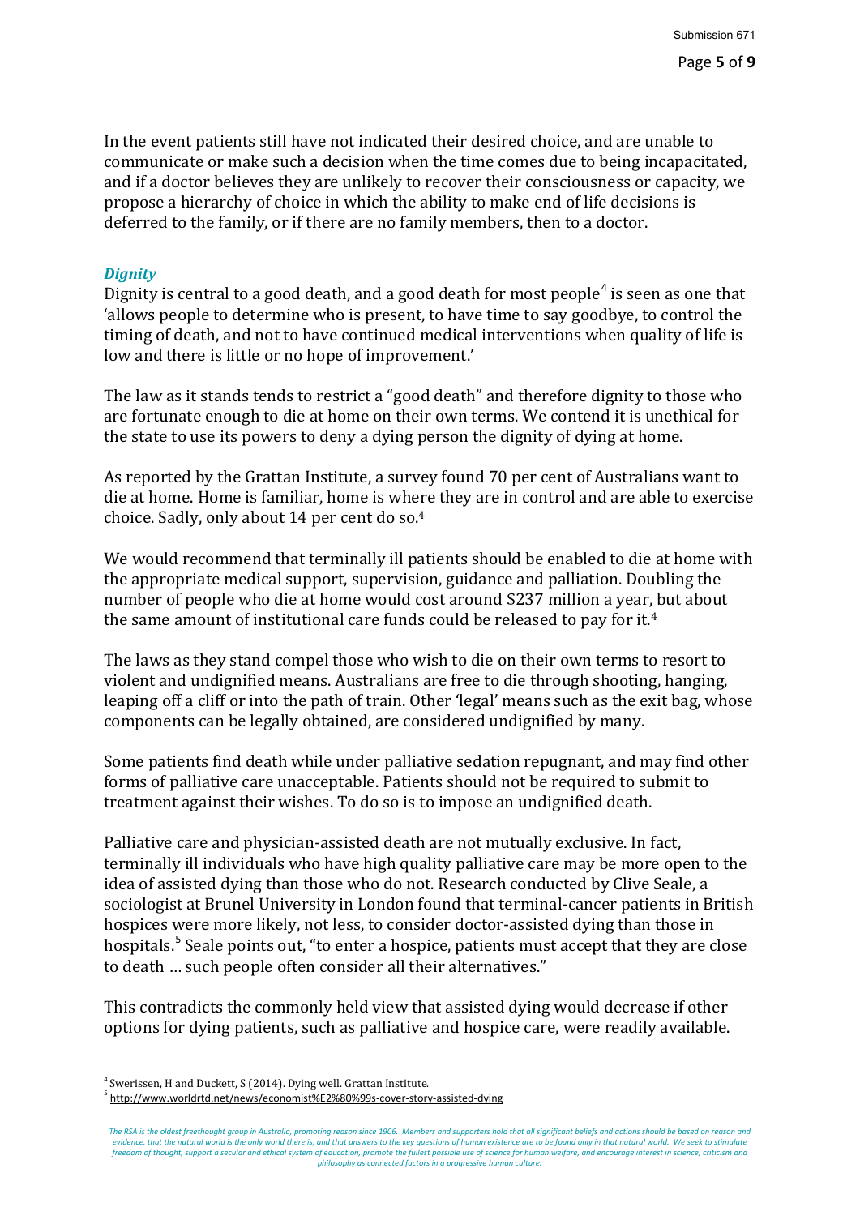In the event patients still have not indicated their desired choice, and are unable to communicate or make such a decision when the time comes due to being incapacitated, and if a doctor believes they are unlikely to recover their consciousness or capacity, we propose a hierarchy of choice in which the ability to make end of life decisions is deferred to the family, or if there are no family members, then to a doctor.

### *Dignity*

Dignity is central to a good death, and a good death for most people[4] is seen as one that 'allows people to determine who is present, to have time to say goodbye, to control the timing of death, and not to have continued medical interventions when quality of life is low and there is little or no hope of improvement.'

The law as it stands tends to restrict a "good death" and therefore dignity to those who are fortunate enough to die at home on their own terms. We contend it is unethical for the state to use its powers to deny a dying person the dignity of dying at home.

As reported by the Grattan Institute, a survey found 70 per cent of Australians want to die at home. Home is familiar, home is where they are in control and are able to exercise choice. Sadly, only about 14 per cent do so.[4]

We would recommend that terminally ill patients should be enabled to die at home with the appropriate medical support, supervision, guidance and palliation. Doubling the number of people who die at home would cost around $237 million a year, but about the same amount of institutional care funds could be released to pay for it.[4]

The laws as they stand compel those who wish to die on their own terms to resort to violent and undignified means. Australians are free to die through shooting, hanging, leaping off a cliff or into the path of train. Other 'legal' means such as the exit bag, whose components can be legally obtained, are considered undignified by many.

Some patients find death while under palliative sedation repugnant, and may find other forms of palliative care unacceptable. Patients should not be required to submit to treatment against their wishes. To do so is to impose an undignified death.

Palliative care and physician-assisted death are not mutually exclusive. In fact, terminally ill individuals who have high quality palliative care may be more open to the idea of assisted dying than those who do not. Research conducted by Clive Seale, a sociologist at Brunel University in London found that terminal-cancer patients in British hospices were more likely, not less, to consider doctor-assisted dying than those in hospitals.[5] Seale points out, "to enter a hospice, patients must accept that they are close to death … such people often consider all their alternatives."

This contradicts the commonly held view that assisted dying would decrease if other options for dying patients, such as palliative and hospice care, were readily available.

---

[4] Swerissen, H and Duckett, S (2014). Dying well. Grattan Institute.

[5] http://www.worldrtd.net/news/economist%E2%80%99s-cover-story-assisted-dying

*The RSA is the oldest freethought group in Australia, promoting reason since 1906. Members and supporters hold that all significant beliefs and actions should be based on reason and evidence, that the natural world is the only world there is, and that answers to the key questions of human existence are to be found only in that natural world. We seek to stimulate freedom of thought, support a secular and ethical system of education, promote the fullest possible use of science for human welfare, and encourage interest in science, criticism and philosophy as connected factors in a progressive human culture.*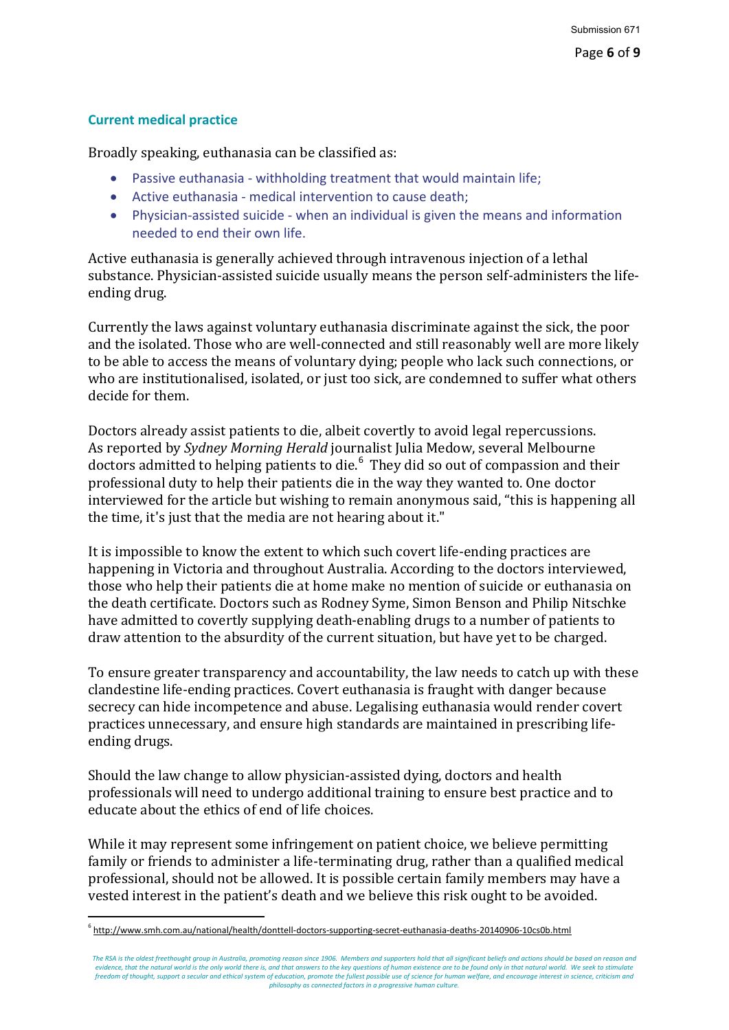## Current medical practice

Broadly speaking, euthanasia can be classified as:

- Passive euthanasia - withholding treatment that would maintain life;
- Active euthanasia - medical intervention to cause death;
- Physician-assisted suicide - when an individual is given the means and information needed to end their own life.

Active euthanasia is generally achieved through intravenous injection of a lethal substance. Physician-assisted suicide usually means the person self-administers the life-ending drug.

Currently the laws against voluntary euthanasia discriminate against the sick, the poor and the isolated. Those who are well-connected and still reasonably well are more likely to be able to access the means of voluntary dying; people who lack such connections, or who are institutionalised, isolated, or just too sick, are condemned to suffer what others decide for them.

Doctors already assist patients to die, albeit covertly to avoid legal repercussions. As reported by *Sydney Morning Herald* journalist Julia Medow, several Melbourne doctors admitted to helping patients to die.[6] They did so out of compassion and their professional duty to help their patients die in the way they wanted to. One doctor interviewed for the article but wishing to remain anonymous said, "this is happening all the time, it's just that the media are not hearing about it."

It is impossible to know the extent to which such covert life-ending practices are happening in Victoria and throughout Australia. According to the doctors interviewed, those who help their patients die at home make no mention of suicide or euthanasia on the death certificate. Doctors such as Rodney Syme, Simon Benson and Philip Nitschke have admitted to covertly supplying death-enabling drugs to a number of patients to draw attention to the absurdity of the current situation, but have yet to be charged.

To ensure greater transparency and accountability, the law needs to catch up with these clandestine life-ending practices. Covert euthanasia is fraught with danger because secrecy can hide incompetence and abuse. Legalising euthanasia would render covert practices unnecessary, and ensure high standards are maintained in prescribing life-ending drugs.

Should the law change to allow physician-assisted dying, doctors and health professionals will need to undergo additional training to ensure best practice and to educate about the ethics of end of life choices.

While it may represent some infringement on patient choice, we believe permitting family or friends to administer a life-terminating drug, rather than a qualified medical professional, should not be allowed. It is possible certain family members may have a vested interest in the patient's death and we believe this risk ought to be avoided.

---

[6] http://www.smh.com.au/national/health/donttell-doctors-supporting-secret-euthanasia-deaths-20140906-10cs0b.html

*The RSA is the oldest freethought group in Australia, promoting reason since 1906. Members and supporters hold that all significant beliefs and actions should be based on reason and evidence, that the natural world is the only world there is, and that answers to the key questions of human existence are to be found only in that natural world. We seek to stimulate freedom of thought, support a secular and ethical system of education, promote the fullest possible use of science for human welfare, and encourage interest in science, criticism and philosophy as connected factors in a progressive human culture.*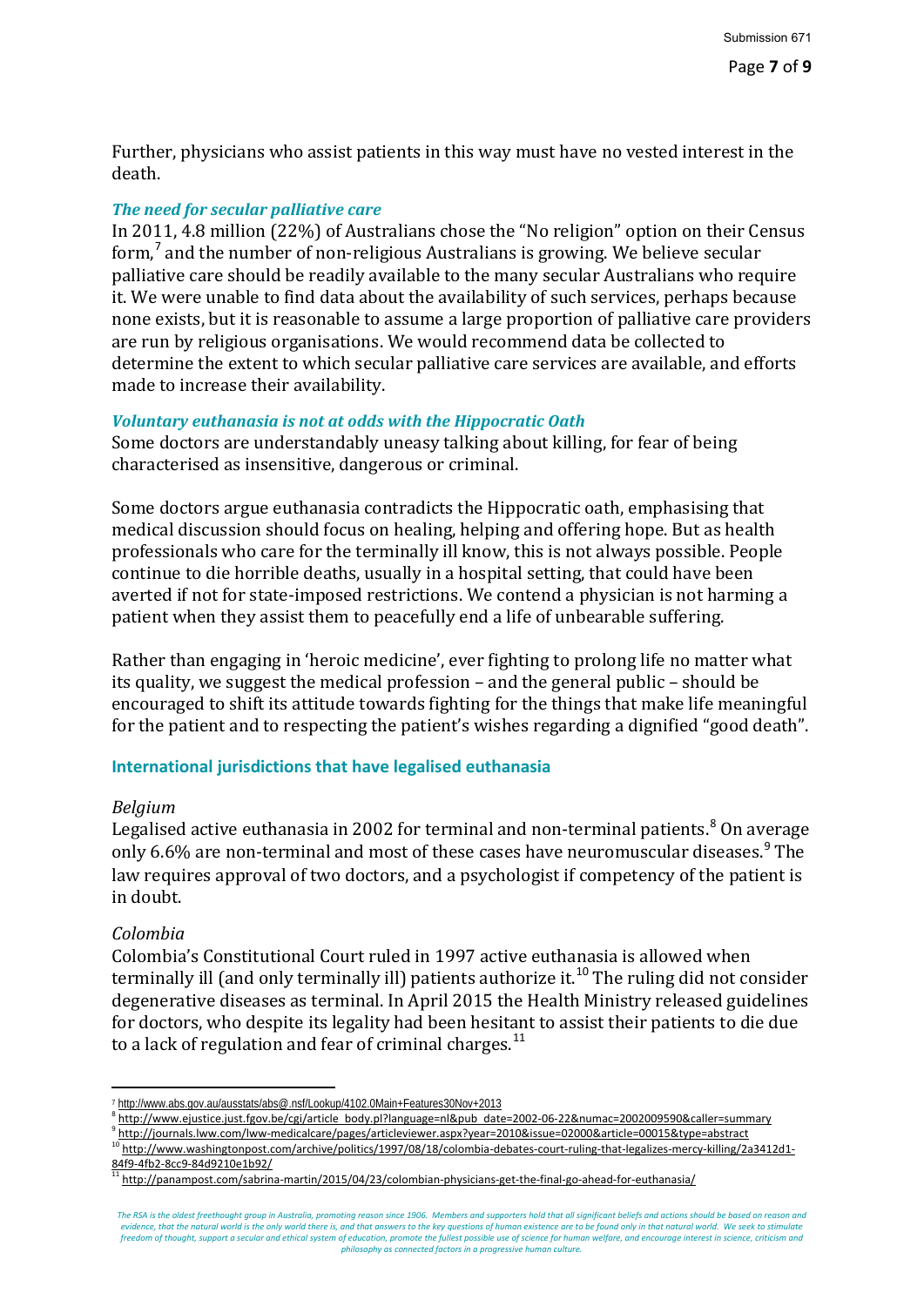Further, physicians who assist patients in this way must have no vested interest in the death.

***The need for secular palliative care***

In 2011, 4.8 million (22%) of Australians chose the "No religion" option on their Census form,[7] and the number of non-religious Australians is growing. We believe secular palliative care should be readily available to the many secular Australians who require it. We were unable to find data about the availability of such services, perhaps because none exists, but it is reasonable to assume a large proportion of palliative care providers are run by religious organisations. We would recommend data be collected to determine the extent to which secular palliative care services are available, and efforts made to increase their availability.

***Voluntary euthanasia is not at odds with the Hippocratic Oath***

Some doctors are understandably uneasy talking about killing, for fear of being characterised as insensitive, dangerous or criminal.

Some doctors argue euthanasia contradicts the Hippocratic oath, emphasising that medical discussion should focus on healing, helping and offering hope. But as health professionals who care for the terminally ill know, this is not always possible. People continue to die horrible deaths, usually in a hospital setting, that could have been averted if not for state-imposed restrictions. We contend a physician is not harming a patient when they assist them to peacefully end a life of unbearable suffering.

Rather than engaging in 'heroic medicine', ever fighting to prolong life no matter what its quality, we suggest the medical profession – and the general public – should be encouraged to shift its attitude towards fighting for the things that make life meaningful for the patient and to respecting the patient's wishes regarding a dignified "good death".

## International jurisdictions that have legalised euthanasia

*Belgium*

Legalised active euthanasia in 2002 for terminal and non-terminal patients.[8] On average only 6.6% are non-terminal and most of these cases have neuromuscular diseases.[9] The law requires approval of two doctors, and a psychologist if competency of the patient is in doubt.

*Colombia*

Colombia's Constitutional Court ruled in 1997 active euthanasia is allowed when terminally ill (and only terminally ill) patients authorize it.[10] The ruling did not consider degenerative diseases as terminal. In April 2015 the Health Ministry released guidelines for doctors, who despite its legality had been hesitant to assist their patients to die due to a lack of regulation and fear of criminal charges.[11]

---

[7] http://www.abs.gov.au/ausstats/abs@.nsf/Lookup/4102.0Main+Features30Nov+2013

[8] http://www.ejustice.just.fgov.be/cgi/article_body.pl?language=nl&pub_date=2002-06-22&numac=2002009590&caller=summary

[9] http://journals.lww.com/lww-medicalcare/pages/articleviewer.aspx?year=2010&issue=02000&article=00015&type=abstract

[10] http://www.washingtonpost.com/archive/politics/1997/08/18/colombia-debates-court-ruling-that-legalizes-mercy-killing/2a3412d1-84f9-4fb2-8cc9-84d9210e1b92/

[11] http://panampost.com/sabrina-martin/2015/04/23/colombian-physicians-get-the-final-go-ahead-for-euthanasia/

*The RSA is the oldest freethought group in Australia, promoting reason since 1906. Members and supporters hold that all significant beliefs and actions should be based on reason and evidence, that the natural world is the only world there is, and that answers to the key questions of human existence are to be found only in that natural world. We seek to stimulate freedom of thought, support a secular and ethical system of education, promote the fullest possible use of science for human welfare, and encourage interest in science, criticism and philosophy as connected factors in a progressive human culture.*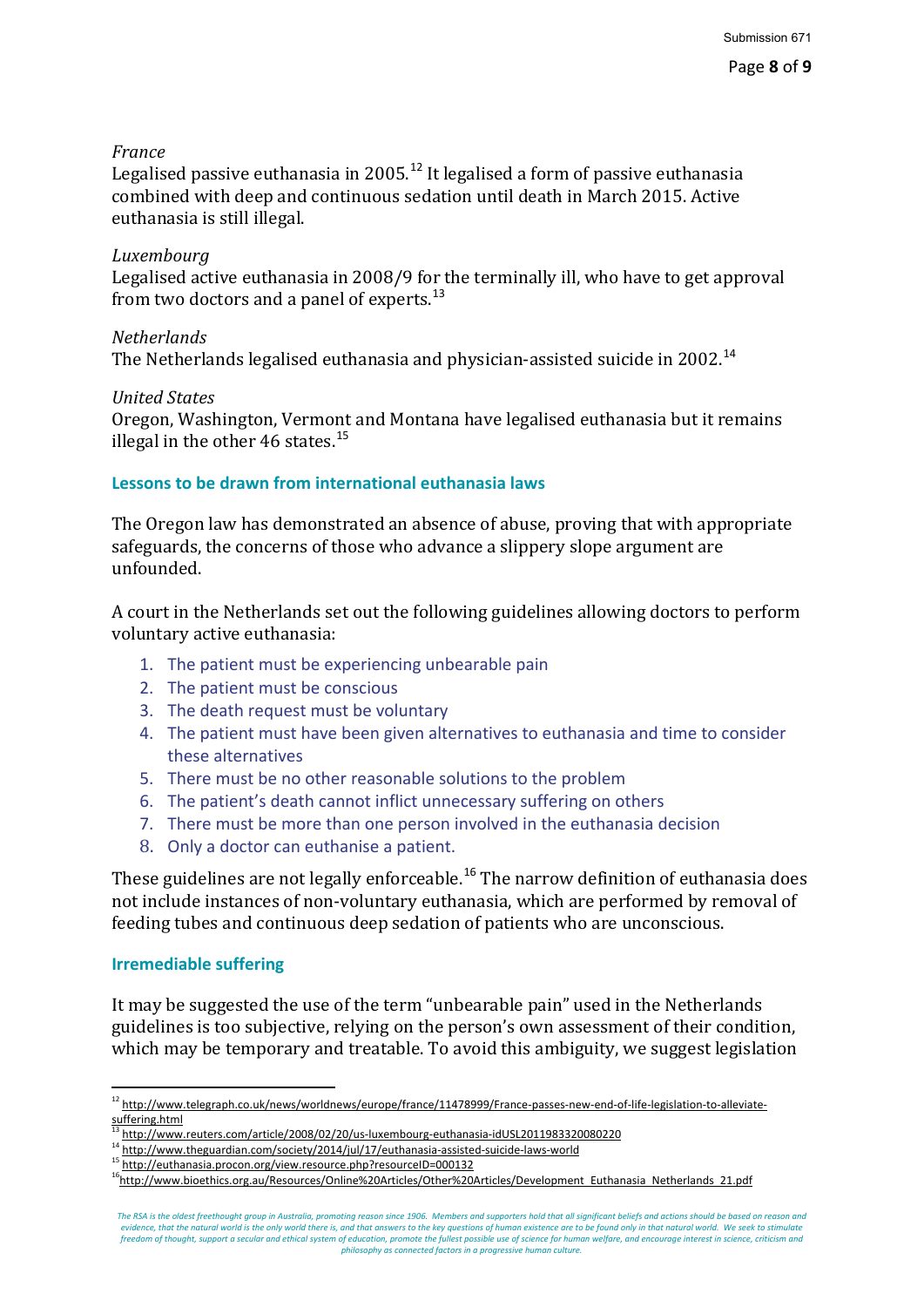*France*
Legalised passive euthanasia in 2005.[12] It legalised a form of passive euthanasia combined with deep and continuous sedation until death in March 2015. Active euthanasia is still illegal.

*Luxembourg*
Legalised active euthanasia in 2008/9 for the terminally ill, who have to get approval from two doctors and a panel of experts.[13]

*Netherlands*
The Netherlands legalised euthanasia and physician-assisted suicide in 2002.[14]

*United States*
Oregon, Washington, Vermont and Montana have legalised euthanasia but it remains illegal in the other 46 states.[15]

## Lessons to be drawn from international euthanasia laws

The Oregon law has demonstrated an absence of abuse, proving that with appropriate safeguards, the concerns of those who advance a slippery slope argument are unfounded.

A court in the Netherlands set out the following guidelines allowing doctors to perform voluntary active euthanasia:

1. The patient must be experiencing unbearable pain
2. The patient must be conscious
3. The death request must be voluntary
4. The patient must have been given alternatives to euthanasia and time to consider these alternatives
5. There must be no other reasonable solutions to the problem
6. The patient's death cannot inflict unnecessary suffering on others
7. There must be more than one person involved in the euthanasia decision
8. Only a doctor can euthanise a patient.

These guidelines are not legally enforceable.[16] The narrow definition of euthanasia does not include instances of non-voluntary euthanasia, which are performed by removal of feeding tubes and continuous deep sedation of patients who are unconscious.

## Irremediable suffering

It may be suggested the use of the term "unbearable pain" used in the Netherlands guidelines is too subjective, relying on the person's own assessment of their condition, which may be temporary and treatable. To avoid this ambiguity, we suggest legislation

---

[12] http://www.telegraph.co.uk/news/worldnews/europe/france/11478999/France-passes-new-end-of-life-legislation-to-alleviate-suffering.html
[13] http://www.reuters.com/article/2008/02/20/us-luxembourg-euthanasia-idUSL2011983320080220
[14] http://www.theguardian.com/society/2014/jul/17/euthanasia-assisted-suicide-laws-world
[15] http://euthanasia.procon.org/view.resource.php?resourceID=000132
[16] http://www.bioethics.org.au/Resources/Online%20Articles/Other%20Articles/Development_Euthanasia_Netherlands_21.pdf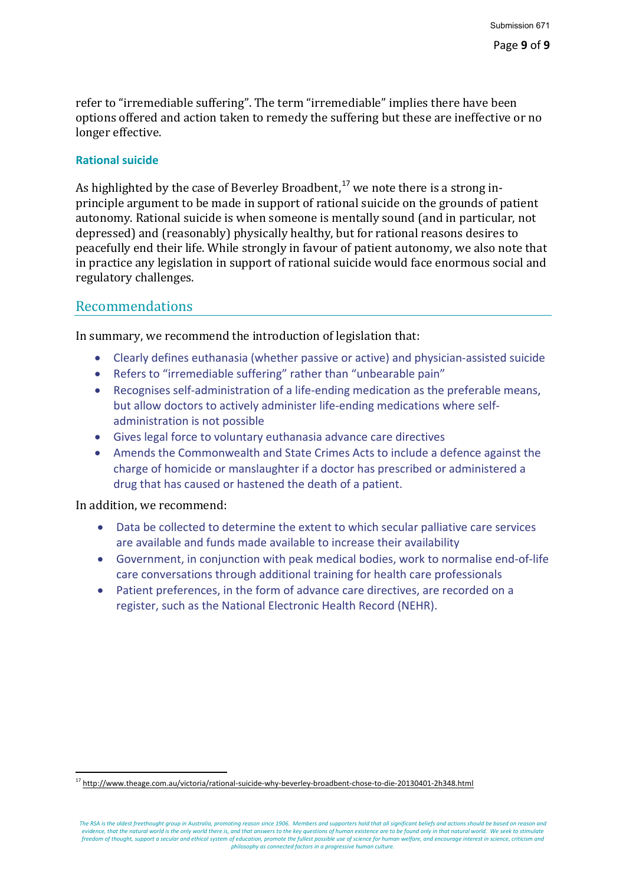refer to "irremediable suffering". The term "irremediable" implies there have been options offered and action taken to remedy the suffering but these are ineffective or no longer effective.

### Rational suicide

As highlighted by the case of Beverley Broadbent,[17] we note there is a strong in-principle argument to be made in support of rational suicide on the grounds of patient autonomy. Rational suicide is when someone is mentally sound (and in particular, not depressed) and (reasonably) physically healthy, but for rational reasons desires to peacefully end their life. While strongly in favour of patient autonomy, we also note that in practice any legislation in support of rational suicide would face enormous social and regulatory challenges.

## Recommendations

In summary, we recommend the introduction of legislation that:

- Clearly defines euthanasia (whether passive or active) and physician-assisted suicide
- Refers to "irremediable suffering" rather than "unbearable pain"
- Recognises self-administration of a life-ending medication as the preferable means, but allow doctors to actively administer life-ending medications where self-administration is not possible
- Gives legal force to voluntary euthanasia advance care directives
- Amends the Commonwealth and State Crimes Acts to include a defence against the charge of homicide or manslaughter if a doctor has prescribed or administered a drug that has caused or hastened the death of a patient.

In addition, we recommend:

- Data be collected to determine the extent to which secular palliative care services are available and funds made available to increase their availability
- Government, in conjunction with peak medical bodies, work to normalise end-of-life care conversations through additional training for health care professionals
- Patient preferences, in the form of advance care directives, are recorded on a register, such as the National Electronic Health Record (NEHR).

[17] http://www.theage.com.au/victoria/rational-suicide-why-beverley-broadbent-chose-to-die-20130401-2h348.html

*The RSA is the oldest freethought group in Australia, promoting reason since 1906. Members and supporters hold that all significant beliefs and actions should be based on reason and evidence, that the natural world is the only world there is, and that answers to the key questions of human existence are to be found only in that natural world. We seek to stimulate freedom of thought, support a secular and ethical system of education, promote the fullest possible use of science for human welfare, and encourage interest in science, criticism and philosophy as connected factors in a progressive human culture.*